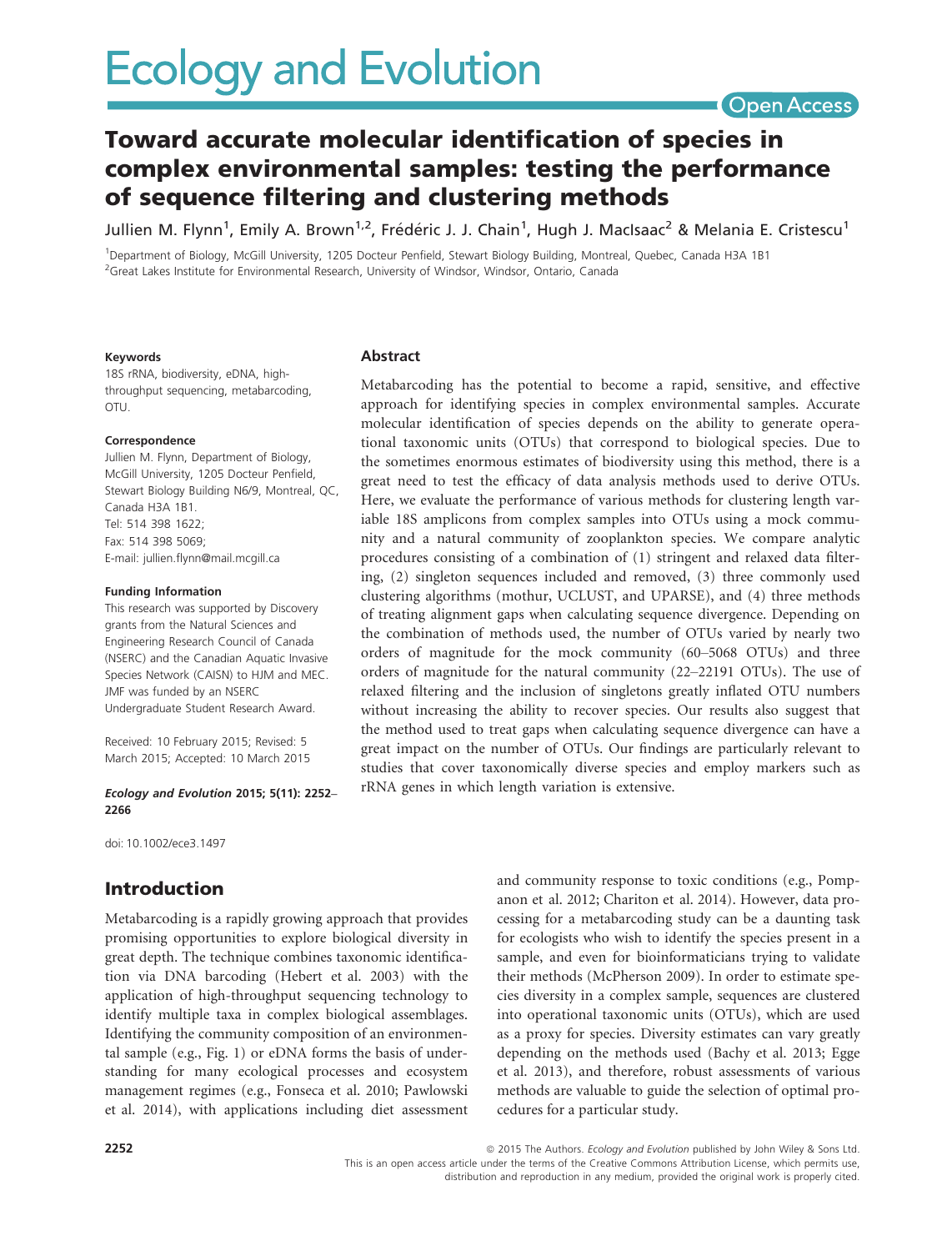# Toward accurate molecular identification of species in complex environmental samples: testing the performance of sequence filtering and clustering methods

Jullien M. Flynn[1], Emily A. Brown[1,2], Frédéric J. J. Chain[1], Hugh J. MacIsaac[2] & Melania E. Cristescu[1]

[1]Department of Biology, McGill University, 1205 Docteur Penfield, Stewart Biology Building, Montreal, Quebec, Canada H3A 1B1
[2]Great Lakes Institute for Environmental Research, University of Windsor, Windsor, Ontario, Canada

**Keywords**

18S rRNA, biodiversity, eDNA, high-throughput sequencing, metabarcoding, OTU.

**Correspondence**

Jullien M. Flynn, Department of Biology, McGill University, 1205 Docteur Penfield, Stewart Biology Building N6/9, Montreal, QC, Canada H3A 1B1.
Tel: 514 398 1622;
Fax: 514 398 5069;
E-mail: jullien.flynn@mail.mcgill.ca

**Funding Information**

This research was supported by Discovery grants from the Natural Sciences and Engineering Research Council of Canada (NSERC) and the Canadian Aquatic Invasive Species Network (CAISN) to HJM and MEC. JMF was funded by an NSERC Undergraduate Student Research Award.

Received: 10 February 2015; Revised: 5 March 2015; Accepted: 10 March 2015

***Ecology and Evolution* 2015; 5(11): 2252–2266**

doi: 10.1002/ece3.1497

## Abstract

Metabarcoding has the potential to become a rapid, sensitive, and effective approach for identifying species in complex environmental samples. Accurate molecular identification of species depends on the ability to generate operational taxonomic units (OTUs) that correspond to biological species. Due to the sometimes enormous estimates of biodiversity using this method, there is a great need to test the efficacy of data analysis methods used to derive OTUs. Here, we evaluate the performance of various methods for clustering length variable 18S amplicons from complex samples into OTUs using a mock community and a natural community of zooplankton species. We compare analytic procedures consisting of a combination of (1) stringent and relaxed data filtering, (2) singleton sequences included and removed, (3) three commonly used clustering algorithms (mothur, UCLUST, and UPARSE), and (4) three methods of treating alignment gaps when calculating sequence divergence. Depending on the combination of methods used, the number of OTUs varied by nearly two orders of magnitude for the mock community (60–5068 OTUs) and three orders of magnitude for the natural community (22–22191 OTUs). The use of relaxed filtering and the inclusion of singletons greatly inflated OTU numbers without increasing the ability to recover species. Our results also suggest that the method used to treat gaps when calculating sequence divergence can have a great impact on the number of OTUs. Our findings are particularly relevant to studies that cover taxonomically diverse species and employ markers such as rRNA genes in which length variation is extensive.

## Introduction

Metabarcoding is a rapidly growing approach that provides promising opportunities to explore biological diversity in great depth. The technique combines taxonomic identification via DNA barcoding (Hebert et al. 2003) with the application of high-throughput sequencing technology to identify multiple taxa in complex biological assemblages. Identifying the community composition of an environmental sample (e.g., Fig. 1) or eDNA forms the basis of understanding for many ecological processes and ecosystem management regimes (e.g., Fonseca et al. 2010; Pawlowski et al. 2014), with applications including diet assessment and community response to toxic conditions (e.g., Pompanon et al. 2012; Chariton et al. 2014). However, data processing for a metabarcoding study can be a daunting task for ecologists who wish to identify the species present in a sample, and even for bioinformaticians trying to validate their methods (McPherson 2009). In order to estimate species diversity in a complex sample, sequences are clustered into operational taxonomic units (OTUs), which are used as a proxy for species. Diversity estimates can vary greatly depending on the methods used (Bachy et al. 2013; Egge et al. 2013), and therefore, robust assessments of various methods are valuable to guide the selection of optimal procedures for a particular study.

© 2015 The Authors. *Ecology and Evolution* published by John Wiley & Sons Ltd.
This is an open access article under the terms of the Creative Commons Attribution License, which permits use, distribution and reproduction in any medium, provided the original work is properly cited.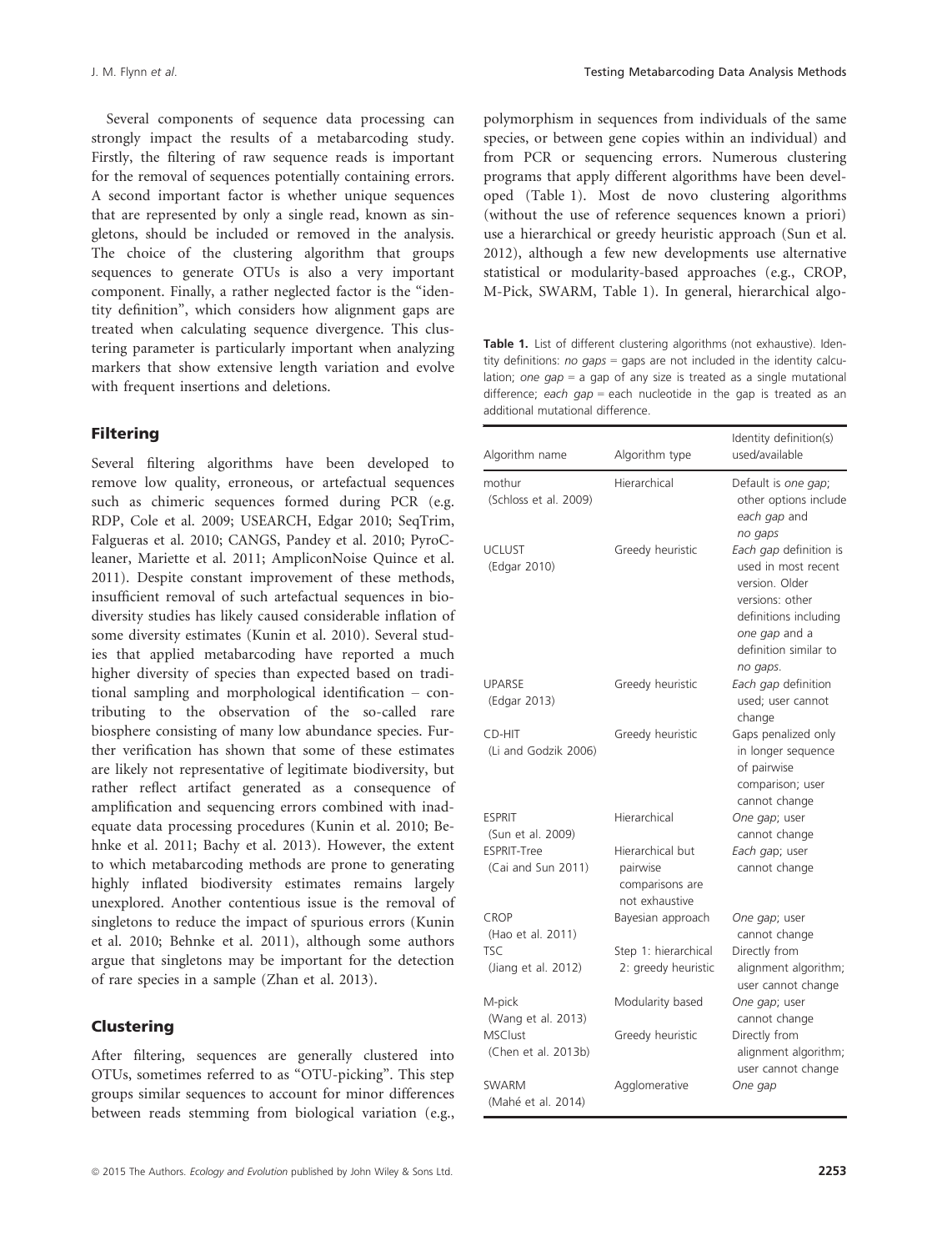Several components of sequence data processing can strongly impact the results of a metabarcoding study. Firstly, the filtering of raw sequence reads is important for the removal of sequences potentially containing errors. A second important factor is whether unique sequences that are represented by only a single read, known as singletons, should be included or removed in the analysis. The choice of the clustering algorithm that groups sequences to generate OTUs is also a very important component. Finally, a rather neglected factor is the "identity definition", which considers how alignment gaps are treated when calculating sequence divergence. This clustering parameter is particularly important when analyzing markers that show extensive length variation and evolve with frequent insertions and deletions.

## Filtering

Several filtering algorithms have been developed to remove low quality, erroneous, or artefactual sequences such as chimeric sequences formed during PCR (e.g. RDP, Cole et al. 2009; USEARCH, Edgar 2010; SeqTrim, Falgueras et al. 2010; CANGS, Pandey et al. 2010; PyroCleaner, Mariette et al. 2011; AmpliconNoise Quince et al. 2011). Despite constant improvement of these methods, insufficient removal of such artefactual sequences in biodiversity studies has likely caused considerable inflation of some diversity estimates (Kunin et al. 2010). Several studies that applied metabarcoding have reported a much higher diversity of species than expected based on traditional sampling and morphological identification – contributing to the observation of the so-called rare biosphere consisting of many low abundance species. Further verification has shown that some of these estimates are likely not representative of legitimate biodiversity, but rather reflect artifact generated as a consequence of amplification and sequencing errors combined with inadequate data processing procedures (Kunin et al. 2010; Behnke et al. 2011; Bachy et al. 2013). However, the extent to which metabarcoding methods are prone to generating highly inflated biodiversity estimates remains largely unexplored. Another contentious issue is the removal of singletons to reduce the impact of spurious errors (Kunin et al. 2010; Behnke et al. 2011), although some authors argue that singletons may be important for the detection of rare species in a sample (Zhan et al. 2013).

## Clustering

After filtering, sequences are generally clustered into OTUs, sometimes referred to as "OTU-picking". This step groups similar sequences to account for minor differences between reads stemming from biological variation (e.g., polymorphism in sequences from individuals of the same species, or between gene copies within an individual) and from PCR or sequencing errors. Numerous clustering programs that apply different algorithms have been developed (Table 1). Most de novo clustering algorithms (without the use of reference sequences known a priori) use a hierarchical or greedy heuristic approach (Sun et al. 2012), although a few new developments use alternative statistical or modularity-based approaches (e.g., CROP, M-Pick, SWARM, Table 1). In general, hierarchical algo-

**Table 1.** List of different clustering algorithms (not exhaustive). Identity definitions: *no gaps* = gaps are not included in the identity calculation; *one gap* = a gap of any size is treated as a single mutational difference; *each gap* = each nucleotide in the gap is treated as an additional mutational difference.

| Algorithm name | Algorithm type | Identity definition(s) used/available |
|---|---|---|
| mothur (Schloss et al. 2009) | Hierarchical | Default is *one gap*; other options include *each gap* and *no gaps* |
| UCLUST (Edgar 2010) | Greedy heuristic | *Each gap* definition is used in most recent version. Older versions: other definitions including *one gap* and a definition similar to *no gaps*. |
| UPARSE (Edgar 2013) | Greedy heuristic | *Each gap* definition used; user cannot change |
| CD-HIT (Li and Godzik 2006) | Greedy heuristic | Gaps penalized only in longer sequence of pairwise comparison; user cannot change |
| ESPRIT (Sun et al. 2009) | Hierarchical | *One gap*; user cannot change |
| ESPRIT-Tree (Cai and Sun 2011) | Hierarchical but pairwise comparisons are not exhaustive | *Each gap*; user cannot change |
| CROP (Hao et al. 2011) | Bayesian approach | *One gap*; user cannot change |
| TSC (Jiang et al. 2012) | Step 1: hierarchical 2: greedy heuristic | Directly from alignment algorithm; user cannot change |
| M-pick (Wang et al. 2013) | Modularity based | *One gap*; user cannot change |
| MSClust (Chen et al. 2013b) | Greedy heuristic | Directly from alignment algorithm; user cannot change |
| SWARM (Mahé et al. 2014) | Agglomerative | *One gap* |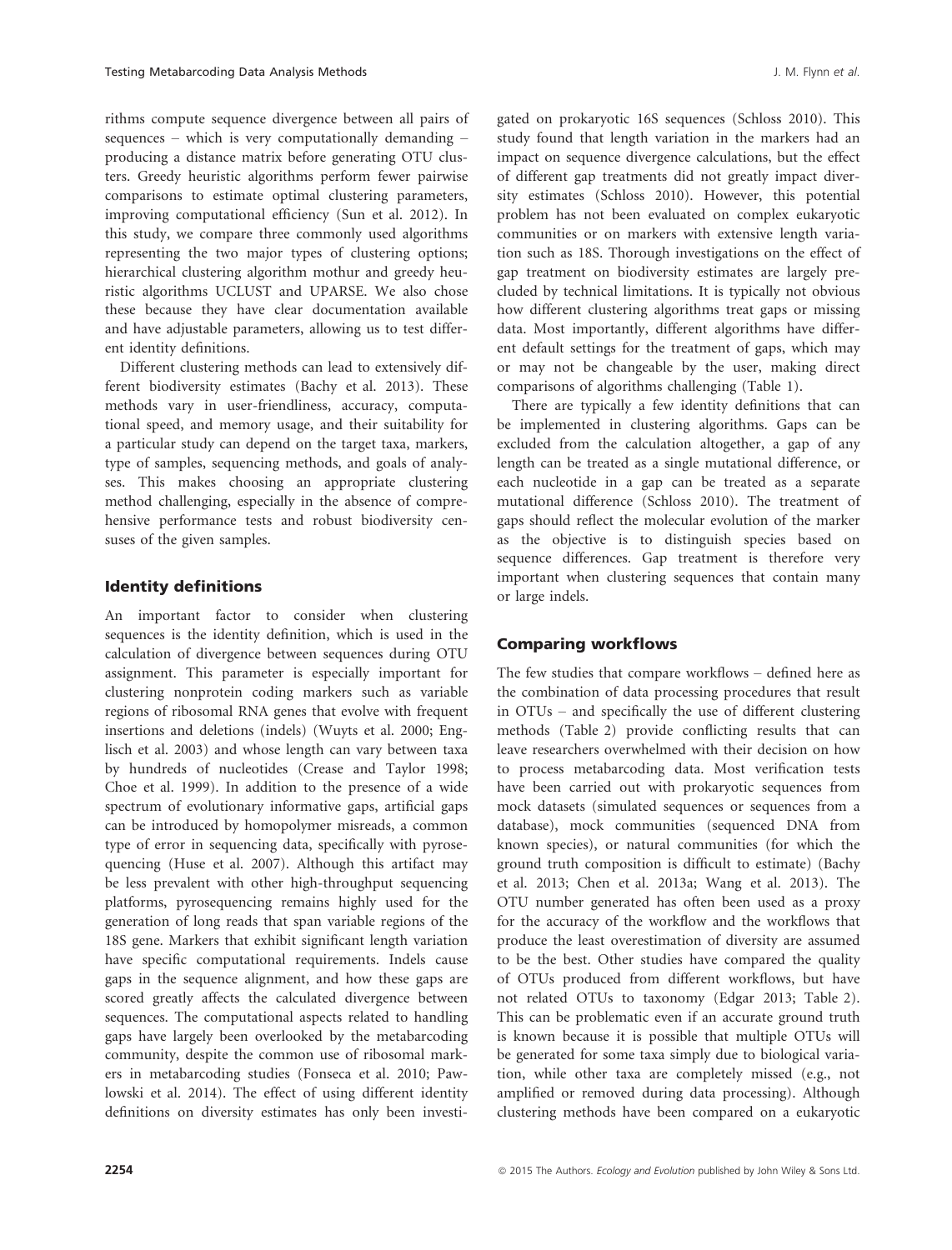rithms compute sequence divergence between all pairs of sequences – which is very computationally demanding – producing a distance matrix before generating OTU clusters. Greedy heuristic algorithms perform fewer pairwise comparisons to estimate optimal clustering parameters, improving computational efficiency (Sun et al. 2012). In this study, we compare three commonly used algorithms representing the two major types of clustering options; hierarchical clustering algorithm mothur and greedy heuristic algorithms UCLUST and UPARSE. We also chose these because they have clear documentation available and have adjustable parameters, allowing us to test different identity definitions.

Different clustering methods can lead to extensively different biodiversity estimates (Bachy et al. 2013). These methods vary in user-friendliness, accuracy, computational speed, and memory usage, and their suitability for a particular study can depend on the target taxa, markers, type of samples, sequencing methods, and goals of analyses. This makes choosing an appropriate clustering method challenging, especially in the absence of comprehensive performance tests and robust biodiversity censuses of the given samples.

### Identity definitions

An important factor to consider when clustering sequences is the identity definition, which is used in the calculation of divergence between sequences during OTU assignment. This parameter is especially important for clustering nonprotein coding markers such as variable regions of ribosomal RNA genes that evolve with frequent insertions and deletions (indels) (Wuyts et al. 2000; Englisch et al. 2003) and whose length can vary between taxa by hundreds of nucleotides (Crease and Taylor 1998; Choe et al. 1999). In addition to the presence of a wide spectrum of evolutionary informative gaps, artificial gaps can be introduced by homopolymer misreads, a common type of error in sequencing data, specifically with pyrosequencing (Huse et al. 2007). Although this artifact may be less prevalent with other high-throughput sequencing platforms, pyrosequencing remains highly used for the generation of long reads that span variable regions of the 18S gene. Markers that exhibit significant length variation have specific computational requirements. Indels cause gaps in the sequence alignment, and how these gaps are scored greatly affects the calculated divergence between sequences. The computational aspects related to handling gaps have largely been overlooked by the metabarcoding community, despite the common use of ribosomal markers in metabarcoding studies (Fonseca et al. 2010; Pawlowski et al. 2014). The effect of using different identity definitions on diversity estimates has only been investigated on prokaryotic 16S sequences (Schloss 2010). This study found that length variation in the markers had an impact on sequence divergence calculations, but the effect of different gap treatments did not greatly impact diversity estimates (Schloss 2010). However, this potential problem has not been evaluated on complex eukaryotic communities or on markers with extensive length variation such as 18S. Thorough investigations on the effect of gap treatment on biodiversity estimates are largely precluded by technical limitations. It is typically not obvious how different clustering algorithms treat gaps or missing data. Most importantly, different algorithms have different default settings for the treatment of gaps, which may or may not be changeable by the user, making direct comparisons of algorithms challenging (Table 1).

There are typically a few identity definitions that can be implemented in clustering algorithms. Gaps can be excluded from the calculation altogether, a gap of any length can be treated as a single mutational difference, or each nucleotide in a gap can be treated as a separate mutational difference (Schloss 2010). The treatment of gaps should reflect the molecular evolution of the marker as the objective is to distinguish species based on sequence differences. Gap treatment is therefore very important when clustering sequences that contain many or large indels.

### Comparing workflows

The few studies that compare workflows – defined here as the combination of data processing procedures that result in OTUs – and specifically the use of different clustering methods (Table 2) provide conflicting results that can leave researchers overwhelmed with their decision on how to process metabarcoding data. Most verification tests have been carried out with prokaryotic sequences from mock datasets (simulated sequences or sequences from a database), mock communities (sequenced DNA from known species), or natural communities (for which the ground truth composition is difficult to estimate) (Bachy et al. 2013; Chen et al. 2013a; Wang et al. 2013). The OTU number generated has often been used as a proxy for the accuracy of the workflow and the workflows that produce the least overestimation of diversity are assumed to be the best. Other studies have compared the quality of OTUs produced from different workflows, but have not related OTUs to taxonomy (Edgar 2013; Table 2). This can be problematic even if an accurate ground truth is known because it is possible that multiple OTUs will be generated for some taxa simply due to biological variation, while other taxa are completely missed (e.g., not amplified or removed during data processing). Although clustering methods have been compared on a eukaryotic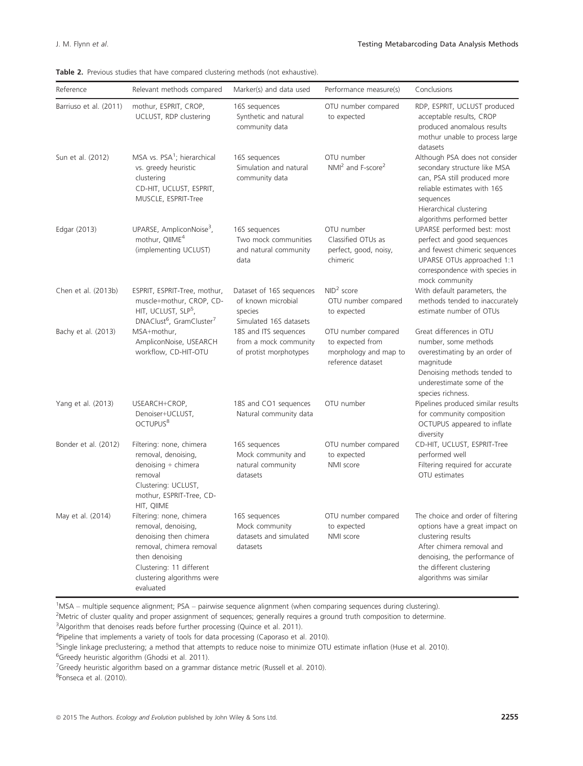**Table 2.** Previous studies that have compared clustering methods (not exhaustive).

| Reference | Relevant methods compared | Marker(s) and data used | Performance measure(s) | Conclusions |
|---|---|---|---|---|
| Barriuso et al. (2011) | mothur, ESPRIT, CROP, UCLUST, RDP clustering | 16S sequences<br>Synthetic and natural community data | OTU number compared to expected | RDP, ESPRIT, UCLUST produced acceptable results, CROP produced anomalous results<br>mothur unable to process large datasets |
| Sun et al. (2012) | MSA vs. PSA[1]; hierarchical vs. greedy heuristic clustering<br>CD-HIT, UCLUST, ESPRIT, MUSCLE, ESPRIT-Tree | 16S sequences<br>Simulation and natural community data | OTU number<br>NMI[2] and F-score[2] | Although PSA does not consider secondary structure like MSA can, PSA still produced more reliable estimates with 16S sequences<br>Hierarchical clustering algorithms performed better |
| Edgar (2013) | UPARSE, AmpliconNoise[3], mothur, QIIME[4] (implementing UCLUST) | 16S sequences<br>Two mock communities and natural community data | OTU number<br>Classified OTUs as perfect, good, noisy, chimeric | UPARSE performed best: most perfect and good sequences and fewest chimeric sequences<br>UPARSE OTUs approached 1:1 correspondence with species in mock community |
| Chen et al. (2013b) | ESPRIT, ESPRIT-Tree, mothur, muscle+mothur, CROP, CD-HIT, UCLUST, SLP[5], DNAClust[6], GramCluster[7] | Dataset of 16S sequences of known microbial species<br>Simulated 16S datasets | NID[2] score<br>OTU number compared to expected | With default parameters, the methods tended to inaccurately estimate number of OTUs |
| Bachy et al. (2013) | MSA+mothur, AmpliconNoise, USEARCH workflow, CD-HIT-OTU | 18S and ITS sequences from a mock community of protist morphotypes | OTU number compared to expected from morphology and map to reference dataset | Great differences in OTU number, some methods overestimating by an order of magnitude<br>Denoising methods tended to underestimate some of the species richness. |
| Yang et al. (2013) | USEARCH+CROP, Denoiser+UCLUST, OCTUPUS[8] | 18S and CO1 sequences<br>Natural community data | OTU number | Pipelines produced similar results for community composition<br>OCTUPUS appeared to inflate diversity |
| Bonder et al. (2012) | Filtering: none, chimera removal, denoising, denoising + chimera removal<br>Clustering: UCLUST, mothur, ESPRIT-Tree, CD-HIT, QIIME | 16S sequences<br>Mock community and natural community datasets | OTU number compared to expected<br>NMI score | CD-HIT, UCLUST, ESPRIT-Tree performed well<br>Filtering required for accurate OTU estimates |
| May et al. (2014) | Filtering: none, chimera removal, denoising, denoising then chimera removal, chimera removal then denoising<br>Clustering: 11 different clustering algorithms were evaluated | 16S sequences<br>Mock community datasets and simulated datasets | OTU number compared to expected<br>NMI score | The choice and order of filtering options have a great impact on clustering results<br>After chimera removal and denoising, the performance of the different clustering algorithms was similar |

[1]MSA – multiple sequence alignment; PSA – pairwise sequence alignment (when comparing sequences during clustering).
[2]Metric of cluster quality and proper assignment of sequences; generally requires a ground truth composition to determine.
[3]Algorithm that denoises reads before further processing (Quince et al. 2011).
[4]Pipeline that implements a variety of tools for data processing (Caporaso et al. 2010).
[5]Single linkage preclustering; a method that attempts to reduce noise to minimize OTU estimate inflation (Huse et al. 2010).
[6]Greedy heuristic algorithm (Ghodsi et al. 2011).
[7]Greedy heuristic algorithm based on a grammar distance metric (Russell et al. 2010).
[8]Fonseca et al. (2010).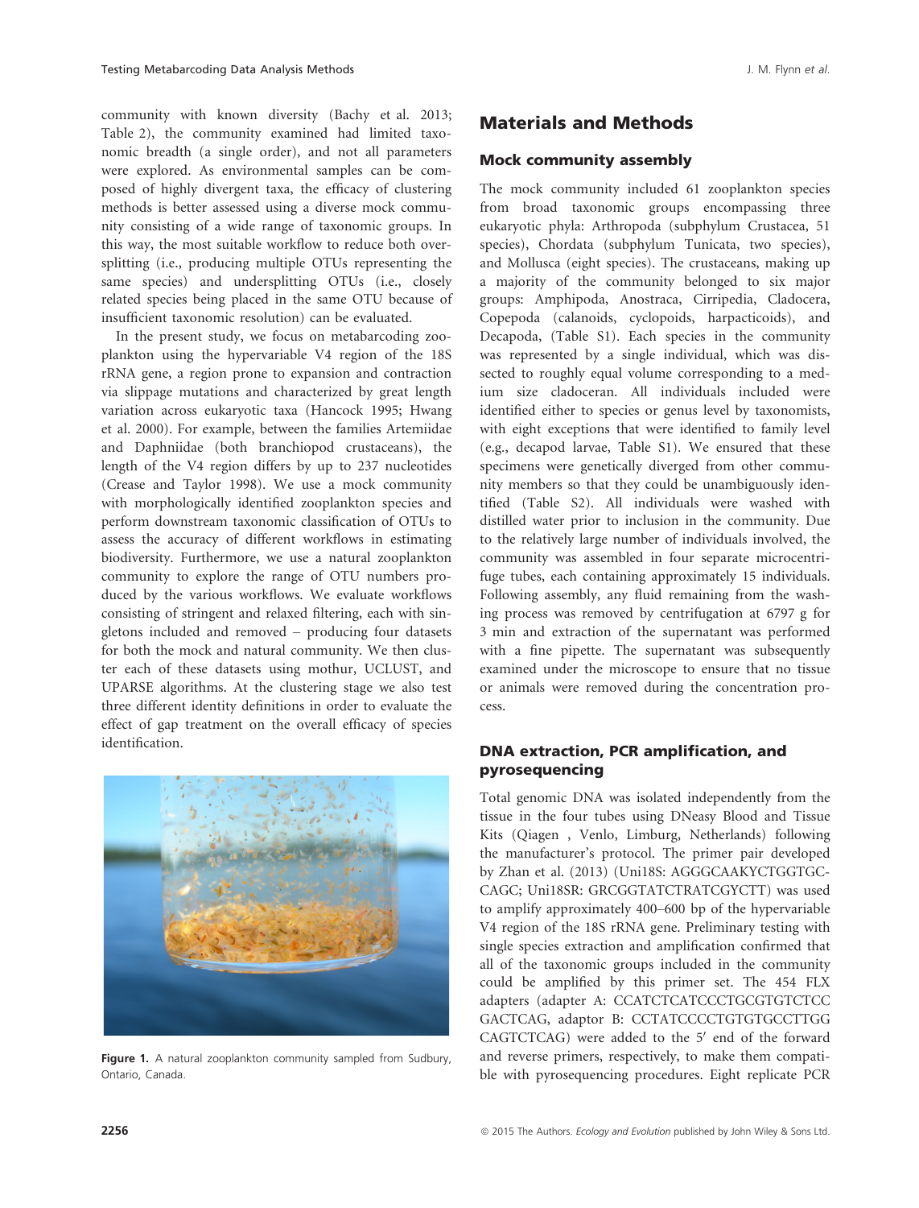community with known diversity (Bachy et al. 2013; Table 2), the community examined had limited taxonomic breadth (a single order), and not all parameters were explored. As environmental samples can be composed of highly divergent taxa, the efficacy of clustering methods is better assessed using a diverse mock community consisting of a wide range of taxonomic groups. In this way, the most suitable workflow to reduce both oversplitting (i.e., producing multiple OTUs representing the same species) and undersplitting OTUs (i.e., closely related species being placed in the same OTU because of insufficient taxonomic resolution) can be evaluated.

In the present study, we focus on metabarcoding zooplankton using the hypervariable V4 region of the 18S rRNA gene, a region prone to expansion and contraction via slippage mutations and characterized by great length variation across eukaryotic taxa (Hancock 1995; Hwang et al. 2000). For example, between the families Artemiidae and Daphniidae (both branchiopod crustaceans), the length of the V4 region differs by up to 237 nucleotides (Crease and Taylor 1998). We use a mock community with morphologically identified zooplankton species and perform downstream taxonomic classification of OTUs to assess the accuracy of different workflows in estimating biodiversity. Furthermore, we use a natural zooplankton community to explore the range of OTU numbers produced by the various workflows. We evaluate workflows consisting of stringent and relaxed filtering, each with singletons included and removed – producing four datasets for both the mock and natural community. We then cluster each of these datasets using mothur, UCLUST, and UPARSE algorithms. At the clustering stage we also test three different identity definitions in order to evaluate the effect of gap treatment on the overall efficacy of species identification.

**Figure 1.** A natural zooplankton community sampled from Sudbury, Ontario, Canada.

## Materials and Methods

### Mock community assembly

The mock community included 61 zooplankton species from broad taxonomic groups encompassing three eukaryotic phyla: Arthropoda (subphylum Crustacea, 51 species), Chordata (subphylum Tunicata, two species), and Mollusca (eight species). The crustaceans, making up a majority of the community belonged to six major groups: Amphipoda, Anostraca, Cirripedia, Cladocera, Copepoda (calanoids, cyclopoids, harpacticoids), and Decapoda, (Table S1). Each species in the community was represented by a single individual, which was dissected to roughly equal volume corresponding to a medium size cladoceran. All individuals included were identified either to species or genus level by taxonomists, with eight exceptions that were identified to family level (e.g., decapod larvae, Table S1). We ensured that these specimens were genetically diverged from other community members so that they could be unambiguously identified (Table S2). All individuals were washed with distilled water prior to inclusion in the community. Due to the relatively large number of individuals involved, the community was assembled in four separate microcentrifuge tubes, each containing approximately 15 individuals. Following assembly, any fluid remaining from the washing process was removed by centrifugation at 6797 g for 3 min and extraction of the supernatant was performed with a fine pipette. The supernatant was subsequently examined under the microscope to ensure that no tissue or animals were removed during the concentration process.

### DNA extraction, PCR amplification, and pyrosequencing

Total genomic DNA was isolated independently from the tissue in the four tubes using DNeasy Blood and Tissue Kits (Qiagen , Venlo, Limburg, Netherlands) following the manufacturer's protocol. The primer pair developed by Zhan et al. (2013) (Uni18S: AGGGCAAKYCTGGTGCCAGC; Uni18SR: GRCGGTATCTRATCGYCTT) was used to amplify approximately 400–600 bp of the hypervariable V4 region of the 18S rRNA gene. Preliminary testing with single species extraction and amplification confirmed that all of the taxonomic groups included in the community could be amplified by this primer set. The 454 FLX adapters (adapter A: CCATCTCATCCCTGCGTGTCTCCGACTCAG, adaptor B: CCTATCCCCTGTGTGCCTTGGCAGTCTCAG) were added to the 5′ end of the forward and reverse primers, respectively, to make them compatible with pyrosequencing procedures. Eight replicate PCR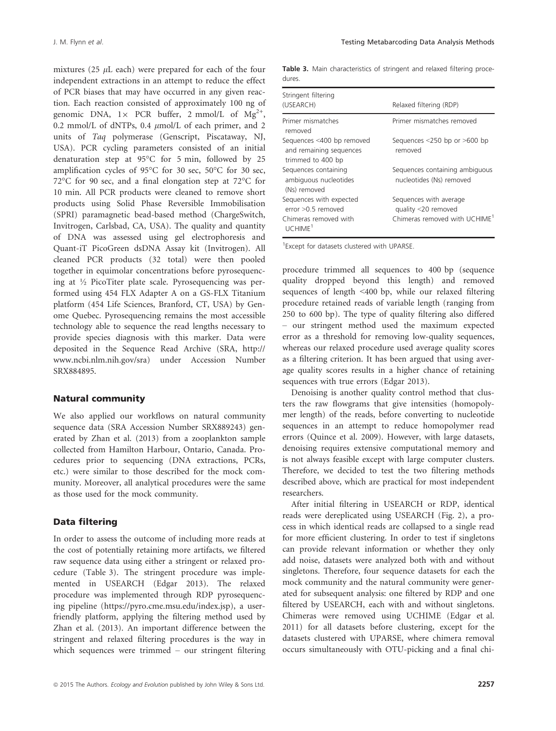mixtures (25 $\mu$L each) were prepared for each of the four independent extractions in an attempt to reduce the effect of PCR biases that may have occurred in any given reaction. Each reaction consisted of approximately 100 ng of genomic DNA, 1× PCR buffer, 2 mmol/L of $Mg^{2+}$, 0.2 mmol/L of dNTPs, 0.4 $\mu$mol/L of each primer, and 2 units of *Taq* polymerase (Genscript, Piscataway, NJ, USA). PCR cycling parameters consisted of an initial denaturation step at 95°C for 5 min, followed by 25 amplification cycles of 95°C for 30 sec, 50°C for 30 sec, 72°C for 90 sec, and a final elongation step at 72°C for 10 min. All PCR products were cleaned to remove short products using Solid Phase Reversible Immobilisation (SPRI) paramagnetic bead-based method (ChargeSwitch, Invitrogen, Carlsbad, CA, USA). The quality and quantity of DNA was assessed using gel electrophoresis and Quant-iT PicoGreen dsDNA Assay kit (Invitrogen). All cleaned PCR products (32 total) were then pooled together in equimolar concentrations before pyrosequencing at ½ PicoTiter plate scale. Pyrosequencing was performed using 454 FLX Adapter A on a GS-FLX Titanium platform (454 Life Sciences, Branford, CT, USA) by Genome Quebec. Pyrosequencing remains the most accessible technology able to sequence the read lengths necessary to provide species diagnosis with this marker. Data were deposited in the Sequence Read Archive (SRA, http://www.ncbi.nlm.nih.gov/sra) under Accession Number SRX884895.

## Natural community

We also applied our workflows on natural community sequence data (SRA Accession Number SRX889243) generated by Zhan et al. (2013) from a zooplankton sample collected from Hamilton Harbour, Ontario, Canada. Procedures prior to sequencing (DNA extractions, PCRs, etc.) were similar to those described for the mock community. Moreover, all analytical procedures were the same as those used for the mock community.

## Data filtering

In order to assess the outcome of including more reads at the cost of potentially retaining more artifacts, we filtered raw sequence data using either a stringent or relaxed procedure (Table 3). The stringent procedure was implemented in USEARCH (Edgar 2013). The relaxed procedure was implemented through RDP pyrosequencing pipeline (https://pyro.cme.msu.edu/index.jsp), a user-friendly platform, applying the filtering method used by Zhan et al. (2013). An important difference between the stringent and relaxed filtering procedures is the way in which sequences were trimmed – our stringent filtering procedure trimmed all sequences to 400 bp (sequence quality dropped beyond this length) and removed sequences of length <400 bp, while our relaxed filtering procedure retained reads of variable length (ranging from 250 to 600 bp). The type of quality filtering also differed – our stringent method used the maximum expected error as a threshold for removing low-quality sequences, whereas our relaxed procedure used average quality scores as a filtering criterion. It has been argued that using average quality scores results in a higher chance of retaining sequences with true errors (Edgar 2013).

**Table 3.** Main characteristics of stringent and relaxed filtering procedures.

| Stringent filtering (USEARCH) | Relaxed filtering (RDP) |
|---|---|
| Primer mismatches removed | Primer mismatches removed |
| Sequences <400 bp removed and remaining sequences trimmed to 400 bp | Sequences <250 bp or >600 bp removed |
| Sequences containing ambiguous nucleotides (Ns) removed | Sequences containing ambiguous nucleotides (Ns) removed |
| Sequences with expected error >0.5 removed | Sequences with average quality <20 removed |
| Chimeras removed with UCHIME[1] | Chimeras removed with UCHIME[1] |

[1]Except for datasets clustered with UPARSE.

Denoising is another quality control method that clusters the raw flowgrams that give intensities (homopolymer length) of the reads, before converting to nucleotide sequences in an attempt to reduce homopolymer read errors (Quince et al. 2009). However, with large datasets, denoising requires extensive computational memory and is not always feasible except with large computer clusters. Therefore, we decided to test the two filtering methods described above, which are practical for most independent researchers.

After initial filtering in USEARCH or RDP, identical reads were dereplicated using USEARCH (Fig. 2), a process in which identical reads are collapsed to a single read for more efficient clustering. In order to test if singletons can provide relevant information or whether they only add noise, datasets were analyzed both with and without singletons. Therefore, four sequence datasets for each the mock community and the natural community were generated for subsequent analysis: one filtered by RDP and one filtered by USEARCH, each with and without singletons. Chimeras were removed using UCHIME (Edgar et al. 2011) for all datasets before clustering, except for the datasets clustered with UPARSE, where chimera removal occurs simultaneously with OTU-picking and a final chi-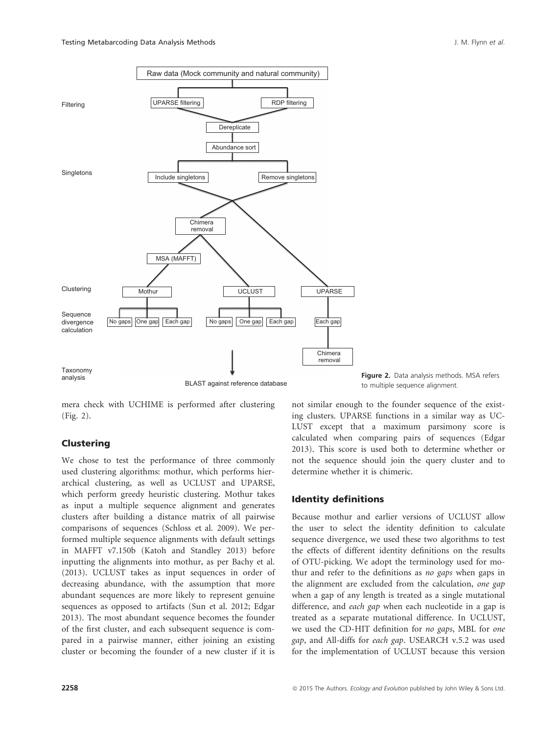**Figure 2.** Data analysis methods. MSA refers to multiple sequence alignment.

mera check with UCHIME is performed after clustering (Fig. 2).

### Clustering

We chose to test the performance of three commonly used clustering algorithms: mothur, which performs hierarchical clustering, as well as UCLUST and UPARSE, which perform greedy heuristic clustering. Mothur takes as input a multiple sequence alignment and generates clusters after building a distance matrix of all pairwise comparisons of sequences (Schloss et al. 2009). We performed multiple sequence alignments with default settings in MAFFT v7.150b (Katoh and Standley 2013) before inputting the alignments into mothur, as per Bachy et al. (2013). UCLUST takes as input sequences in order of decreasing abundance, with the assumption that more abundant sequences are more likely to represent genuine sequences as opposed to artifacts (Sun et al. 2012; Edgar 2013). The most abundant sequence becomes the founder of the first cluster, and each subsequent sequence is compared in a pairwise manner, either joining an existing cluster or becoming the founder of a new cluster if it is not similar enough to the founder sequence of the existing clusters. UPARSE functions in a similar way as UCLUST except that a maximum parsimony score is calculated when comparing pairs of sequences (Edgar 2013). This score is used both to determine whether or not the sequence should join the query cluster and to determine whether it is chimeric.

### Identity definitions

Because mothur and earlier versions of UCLUST allow the user to select the identity definition to calculate sequence divergence, we used these two algorithms to test the effects of different identity definitions on the results of OTU-picking. We adopt the terminology used for mothur and refer to the definitions as *no gaps* when gaps in the alignment are excluded from the calculation, *one gap* when a gap of any length is treated as a single mutational difference, and *each gap* when each nucleotide in a gap is treated as a separate mutational difference. In UCLUST, we used the CD-HIT definition for *no gaps*, MBL for *one gap*, and All-diffs for *each gap*. USEARCH v.5.2 was used for the implementation of UCLUST because this version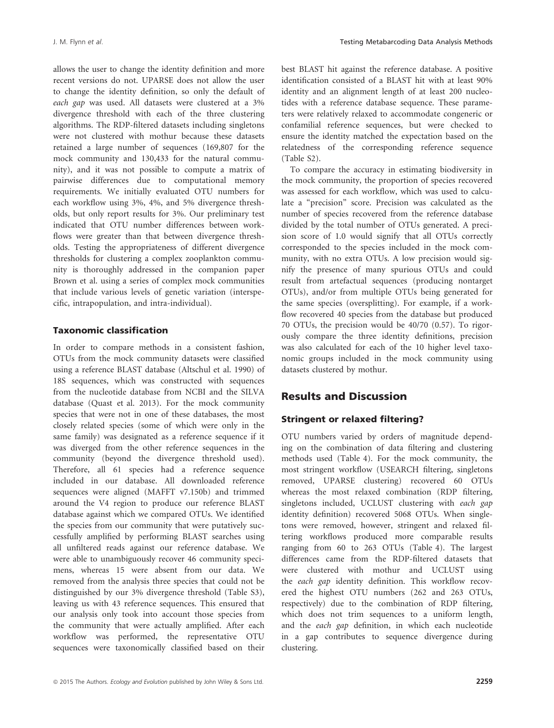allows the user to change the identity definition and more recent versions do not. UPARSE does not allow the user to change the identity definition, so only the default of *each gap* was used. All datasets were clustered at a 3% divergence threshold with each of the three clustering algorithms. The RDP-filtered datasets including singletons were not clustered with mothur because these datasets retained a large number of sequences (169,807 for the mock community and 130,433 for the natural community), and it was not possible to compute a matrix of pairwise differences due to computational memory requirements. We initially evaluated OTU numbers for each workflow using 3%, 4%, and 5% divergence thresholds, but only report results for 3%. Our preliminary test indicated that OTU number differences between workflows were greater than that between divergence thresholds. Testing the appropriateness of different divergence thresholds for clustering a complex zooplankton community is thoroughly addressed in the companion paper Brown et al. using a series of complex mock communities that include various levels of genetic variation (interspecific, intrapopulation, and intra-individual).

### Taxonomic classification

In order to compare methods in a consistent fashion, OTUs from the mock community datasets were classified using a reference BLAST database (Altschul et al. 1990) of 18S sequences, which was constructed with sequences from the nucleotide database from NCBI and the SILVA database (Quast et al. 2013). For the mock community species that were not in one of these databases, the most closely related species (some of which were only in the same family) was designated as a reference sequence if it was diverged from the other reference sequences in the community (beyond the divergence threshold used). Therefore, all 61 species had a reference sequence included in our database. All downloaded reference sequences were aligned (MAFFT v7.150b) and trimmed around the V4 region to produce our reference BLAST database against which we compared OTUs. We identified the species from our community that were putatively successfully amplified by performing BLAST searches using all unfiltered reads against our reference database. We were able to unambiguously recover 46 community specimens, whereas 15 were absent from our data. We removed from the analysis three species that could not be distinguished by our 3% divergence threshold (Table S3), leaving us with 43 reference sequences. This ensured that our analysis only took into account those species from the community that were actually amplified. After each workflow was performed, the representative OTU sequences were taxonomically classified based on their best BLAST hit against the reference database. A positive identification consisted of a BLAST hit with at least 90% identity and an alignment length of at least 200 nucleotides with a reference database sequence. These parameters were relatively relaxed to accommodate congeneric or confamilial reference sequences, but were checked to ensure the identity matched the expectation based on the relatedness of the corresponding reference sequence (Table S2).

To compare the accuracy in estimating biodiversity in the mock community, the proportion of species recovered was assessed for each workflow, which was used to calculate a "precision" score. Precision was calculated as the number of species recovered from the reference database divided by the total number of OTUs generated. A precision score of 1.0 would signify that all OTUs correctly corresponded to the species included in the mock community, with no extra OTUs. A low precision would signify the presence of many spurious OTUs and could result from artefactual sequences (producing nontarget OTUs), and/or from multiple OTUs being generated for the same species (oversplitting). For example, if a workflow recovered 40 species from the database but produced 70 OTUs, the precision would be 40/70 (0.57). To rigorously compare the three identity definitions, precision was also calculated for each of the 10 higher level taxonomic groups included in the mock community using datasets clustered by mothur.

## Results and Discussion

### Stringent or relaxed filtering?

OTU numbers varied by orders of magnitude depending on the combination of data filtering and clustering methods used (Table 4). For the mock community, the most stringent workflow (USEARCH filtering, singletons removed, UPARSE clustering) recovered 60 OTUs whereas the most relaxed combination (RDP filtering, singletons included, UCLUST clustering with *each gap* identity definition) recovered 5068 OTUs. When singletons were removed, however, stringent and relaxed filtering workflows produced more comparable results ranging from 60 to 263 OTUs (Table 4). The largest differences came from the RDP-filtered datasets that were clustered with mothur and UCLUST using the *each gap* identity definition. This workflow recovered the highest OTU numbers (262 and 263 OTUs, respectively) due to the combination of RDP filtering, which does not trim sequences to a uniform length, and the *each gap* definition, in which each nucleotide in a gap contributes to sequence divergence during clustering.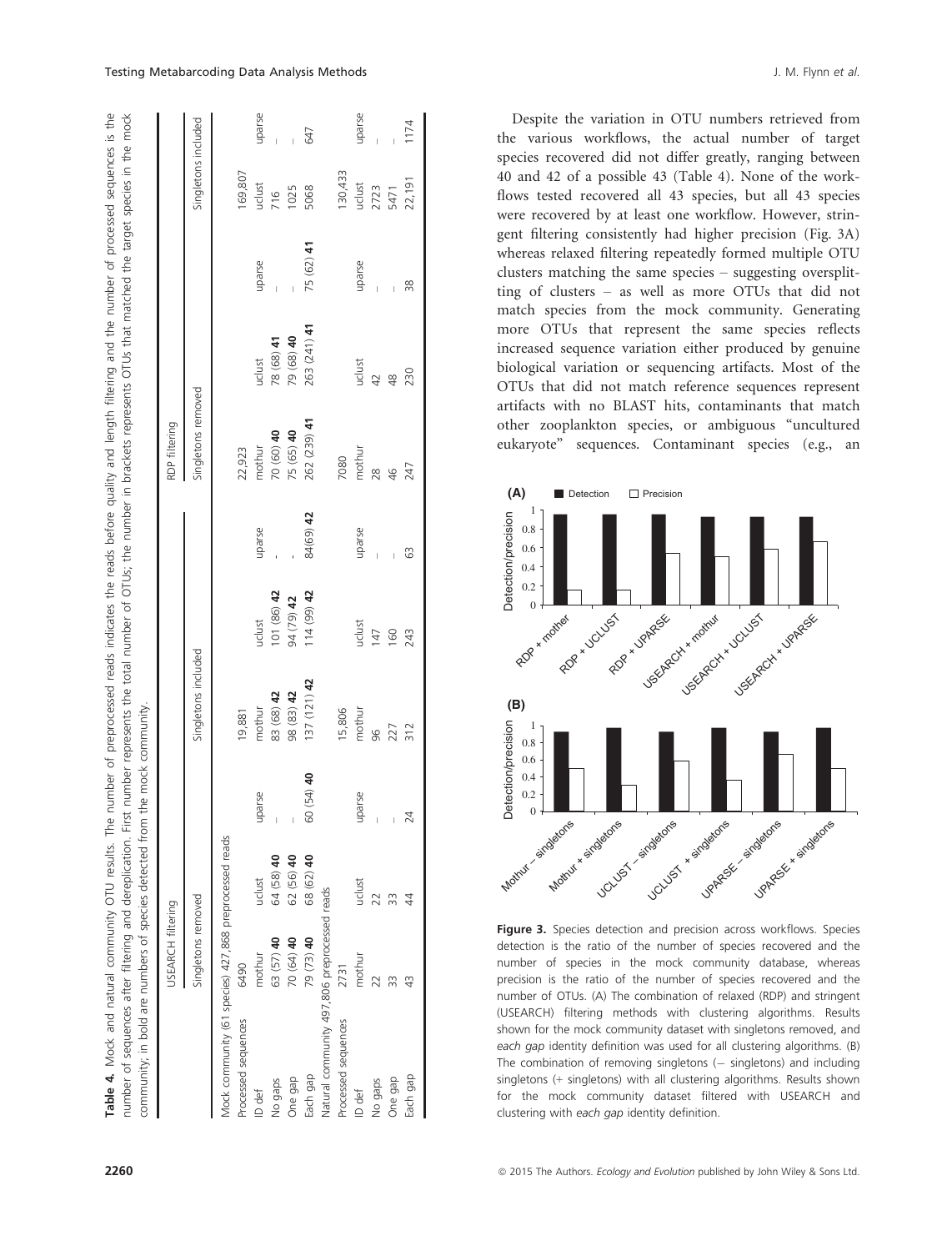**Table 4.** Mock and natural community OTU results. The number of preprocessed reads indicates the reads before quality and length filtering and the number of processed sequences is the number of sequences after filtering and dereplication. First number represents the total number of OTUs; the number in brackets represents OTUs that matched the target species in the mock community; in bold are numbers of species detected from the mock community.

| | USEARCH filtering | | | | | | RDP filtering | | | | |
|---|---|---|---|---|---|---|---|---|---|---|---|
| | Singletons removed | | | Singletons included | | | Singletons removed | | | Singletons included | |
| Mock community (61 species) 427,868 preprocessed reads | | | | | | | | | | | |
| Processed sequences | 6490 | | | 19,881 | | | 22,923 | | | 169,807 | |
| ID def | mothur | uclust | uparse | mothur | uclust | uparse | mothur | uclust | uparse | uclust | uparse |
| No gaps | 63 (57) **40** | 64 (58) **40** | – | 83 (68) **42** | 101 (86) **42** | - | 70 (60) **40** | 78 (68) **41** | – | 716 | – |
| One gap | 70 (64) **40** | 62 (56) **40** | – | 98 (83) **42** | 94 (79) **42** | - | 75 (65) **40** | 79 (68) **40** | – | 1025 | – |
| Each gap | 79 (73) **40** | 68 (62) **40** | 60 (54) **40** | 137 (121) **42** | 114 (99) **42** | 84(69) **42** | 262 (239) **41** | 263 (241) **41** | 75 (62) **41** | 5068 | 647 |
| Natural community 497,806 preprocessed reads | | | | | | | | | | | |
| Processed sequences | 2731 | | | 15,806 | | | 7080 | | | 130,433 | |
| ID def | mothur | uclust | uparse | mothur | uclust | uparse | mothur | uclust | uparse | uclust | uparse |
| No gaps | 22 | 22 | – | 96 | 147 | – | 28 | 42 | – | 2723 | – |
| One gap | 33 | 33 | – | 227 | 160 | – | 46 | 48 | – | 5471 | – |
| Each gap | 43 | 44 | 24 | 312 | 243 | 63 | 247 | 230 | 38 | 22,191 | 1174 |

Despite the variation in OTU numbers retrieved from the various workflows, the actual number of target species recovered did not differ greatly, ranging between 40 and 42 of a possible 43 (Table 4). None of the workflows tested recovered all 43 species, but all 43 species were recovered by at least one workflow. However, stringent filtering consistently had higher precision (Fig. 3A) whereas relaxed filtering repeatedly formed multiple OTU clusters matching the same species – suggesting oversplitting of clusters – as well as more OTUs that did not match species from the mock community. Generating more OTUs that represent the same species reflects increased sequence variation either produced by genuine biological variation or sequencing artifacts. Most of the OTUs that did not match reference sequences represent artifacts with no BLAST hits, contaminants that match other zooplankton species, or ambiguous "uncultured eukaryote" sequences. Contaminant species (e.g., an

**Figure 3.** Species detection and precision across workflows. Species detection is the ratio of the number of species recovered and the number of species in the mock community database, whereas precision is the ratio of the number of species recovered and the number of OTUs. (A) The combination of relaxed (RDP) and stringent (USEARCH) filtering methods with clustering algorithms. Results shown for the mock community dataset with singletons removed, and *each gap* identity definition was used for all clustering algorithms. (B) The combination of removing singletons (– singletons) and including singletons (+ singletons) with all clustering algorithms. Results shown for the mock community dataset filtered with USEARCH and clustering with *each gap* identity definition.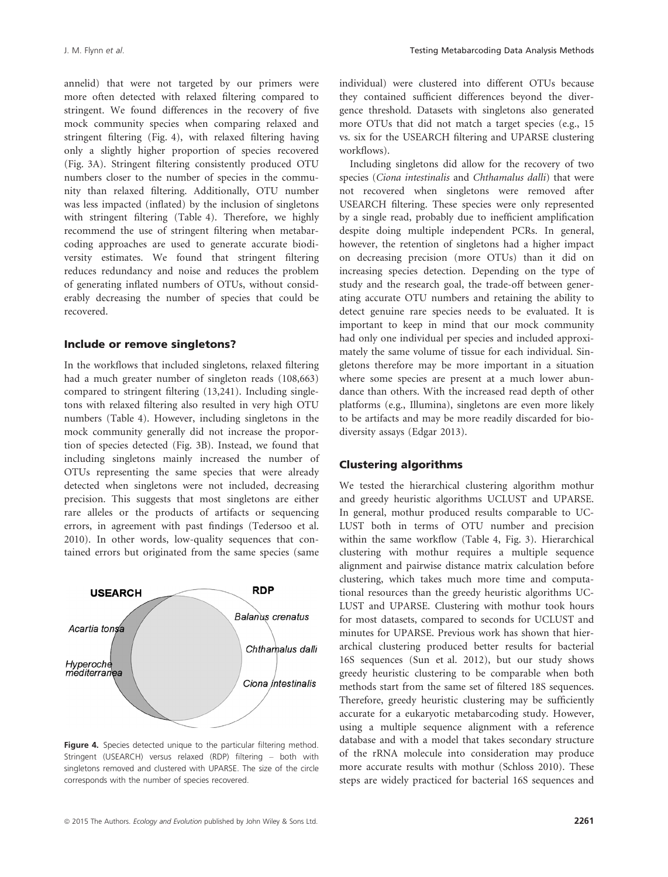annelid) that were not targeted by our primers were more often detected with relaxed filtering compared to stringent. We found differences in the recovery of five mock community species when comparing relaxed and stringent filtering (Fig. 4), with relaxed filtering having only a slightly higher proportion of species recovered (Fig. 3A). Stringent filtering consistently produced OTU numbers closer to the number of species in the community than relaxed filtering. Additionally, OTU number was less impacted (inflated) by the inclusion of singletons with stringent filtering (Table 4). Therefore, we highly recommend the use of stringent filtering when metabarcoding approaches are used to generate accurate biodiversity estimates. We found that stringent filtering reduces redundancy and noise and reduces the problem of generating inflated numbers of OTUs, without considerably decreasing the number of species that could be recovered.

### Include or remove singletons?

In the workflows that included singletons, relaxed filtering had a much greater number of singleton reads (108,663) compared to stringent filtering (13,241). Including singletons with relaxed filtering also resulted in very high OTU numbers (Table 4). However, including singletons in the mock community generally did not increase the proportion of species detected (Fig. 3B). Instead, we found that including singletons mainly increased the number of OTUs representing the same species that were already detected when singletons were not included, decreasing precision. This suggests that most singletons are either rare alleles or the products of artifacts or sequencing errors, in agreement with past findings (Tedersoo et al. 2010). In other words, low-quality sequences that contained errors but originated from the same species (same individual) were clustered into different OTUs because they contained sufficient differences beyond the divergence threshold. Datasets with singletons also generated more OTUs that did not match a target species (e.g., 15 vs. six for the USEARCH filtering and UPARSE clustering workflows).

Including singletons did allow for the recovery of two species (*Ciona intestinalis* and *Chthamalus dalli*) that were not recovered when singletons were removed after USEARCH filtering. These species were only represented by a single read, probably due to inefficient amplification despite doing multiple independent PCRs. In general, however, the retention of singletons had a higher impact on decreasing precision (more OTUs) than it did on increasing species detection. Depending on the type of study and the research goal, the trade-off between generating accurate OTU numbers and retaining the ability to detect genuine rare species needs to be evaluated. It is important to keep in mind that our mock community had only one individual per species and included approximately the same volume of tissue for each individual. Singletons therefore may be more important in a situation where some species are present at a much lower abundance than others. With the increased read depth of other platforms (e.g., Illumina), singletons are even more likely to be artifacts and may be more readily discarded for biodiversity assays (Edgar 2013).

**Figure 4.** Species detected unique to the particular filtering method. Stringent (USEARCH) versus relaxed (RDP) filtering – both with singletons removed and clustered with UPARSE. The size of the circle corresponds with the number of species recovered.

### Clustering algorithms

We tested the hierarchical clustering algorithm mothur and greedy heuristic algorithms UCLUST and UPARSE. In general, mothur produced results comparable to UCLUST both in terms of OTU number and precision within the same workflow (Table 4, Fig. 3). Hierarchical clustering with mothur requires a multiple sequence alignment and pairwise distance matrix calculation before clustering, which takes much more time and computational resources than the greedy heuristic algorithms UCLUST and UPARSE. Clustering with mothur took hours for most datasets, compared to seconds for UCLUST and minutes for UPARSE. Previous work has shown that hierarchical clustering produced better results for bacterial 16S sequences (Sun et al. 2012), but our study shows greedy heuristic clustering to be comparable when both methods start from the same set of filtered 18S sequences. Therefore, greedy heuristic clustering may be sufficiently accurate for a eukaryotic metabarcoding study. However, using a multiple sequence alignment with a reference database and with a model that takes secondary structure of the rRNA molecule into consideration may produce more accurate results with mothur (Schloss 2010). These steps are widely practiced for bacterial 16S sequences and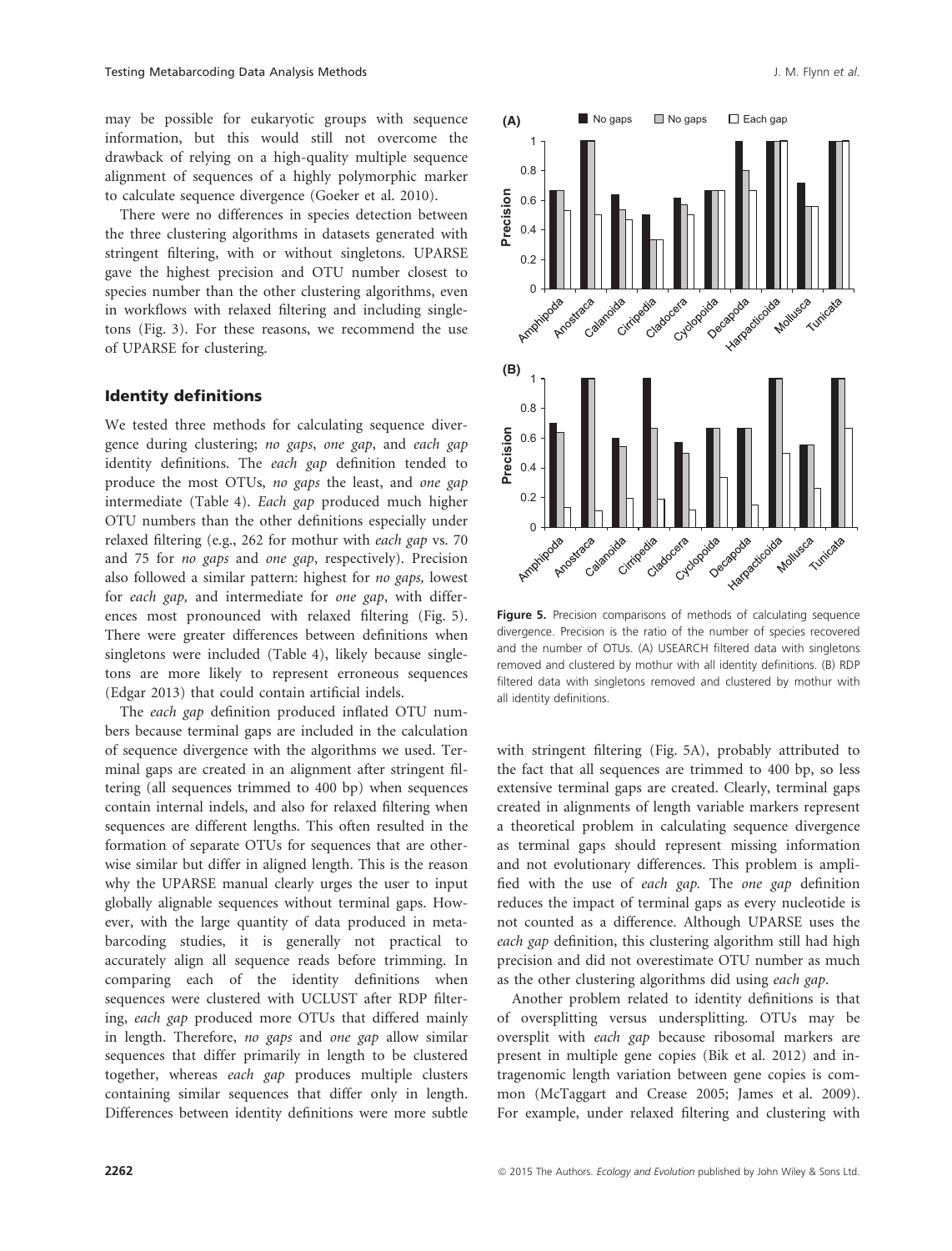may be possible for eukaryotic groups with sequence information, but this would still not overcome the drawback of relying on a high-quality multiple sequence alignment of sequences of a highly polymorphic marker to calculate sequence divergence (Goeker et al. 2010).

There were no differences in species detection between the three clustering algorithms in datasets generated with stringent filtering, with or without singletons. UPARSE gave the highest precision and OTU number closest to species number than the other clustering algorithms, even in workflows with relaxed filtering and including singletons (Fig. 3). For these reasons, we recommend the use of UPARSE for clustering.

## Identity definitions

We tested three methods for calculating sequence divergence during clustering; *no gaps*, *one gap*, and *each gap* identity definitions. The *each gap* definition tended to produce the most OTUs, *no gaps* the least, and *one gap* intermediate (Table 4). *Each gap* produced much higher OTU numbers than the other definitions especially under relaxed filtering (e.g., 262 for mothur with *each gap* vs. 70 and 75 for *no gaps* and *one gap*, respectively). Precision also followed a similar pattern: highest for *no gaps,* lowest for *each gap,* and intermediate for *one gap*, with differences most pronounced with relaxed filtering (Fig. 5). There were greater differences between definitions when singletons were included (Table 4), likely because singletons are more likely to represent erroneous sequences (Edgar 2013) that could contain artificial indels.

The *each gap* definition produced inflated OTU numbers because terminal gaps are included in the calculation of sequence divergence with the algorithms we used. Terminal gaps are created in an alignment after stringent filtering (all sequences trimmed to 400 bp) when sequences contain internal indels, and also for relaxed filtering when sequences are different lengths. This often resulted in the formation of separate OTUs for sequences that are otherwise similar but differ in aligned length. This is the reason why the UPARSE manual clearly urges the user to input globally alignable sequences without terminal gaps. However, with the large quantity of data produced in metabarcoding studies, it is generally not practical to accurately align all sequence reads before trimming. In comparing each of the identity definitions when sequences were clustered with UCLUST after RDP filtering, *each gap* produced more OTUs that differed mainly in length. Therefore, *no gaps* and *one gap* allow similar sequences that differ primarily in length to be clustered together, whereas *each gap* produces multiple clusters containing similar sequences that differ only in length. Differences between identity definitions were more subtle with stringent filtering (Fig. 5A), probably attributed to the fact that all sequences are trimmed to 400 bp, so less extensive terminal gaps are created. Clearly, terminal gaps created in alignments of length variable markers represent a theoretical problem in calculating sequence divergence as terminal gaps should represent missing information and not evolutionary differences. This problem is amplified with the use of *each gap.* The *one gap* definition reduces the impact of terminal gaps as every nucleotide is not counted as a difference. Although UPARSE uses the *each gap* definition, this clustering algorithm still had high precision and did not overestimate OTU number as much as the other clustering algorithms did using *each gap*.

**Figure 5.** Precision comparisons of methods of calculating sequence divergence. Precision is the ratio of the number of species recovered and the number of OTUs. (A) USEARCH filtered data with singletons removed and clustered by mothur with all identity definitions. (B) RDP filtered data with singletons removed and clustered by mothur with all identity definitions.

Another problem related to identity definitions is that of oversplitting versus undersplitting. OTUs may be oversplit with *each gap* because ribosomal markers are present in multiple gene copies (Bik et al. 2012) and intragenomic length variation between gene copies is common (McTaggart and Crease 2005; James et al. 2009). For example, under relaxed filtering and clustering with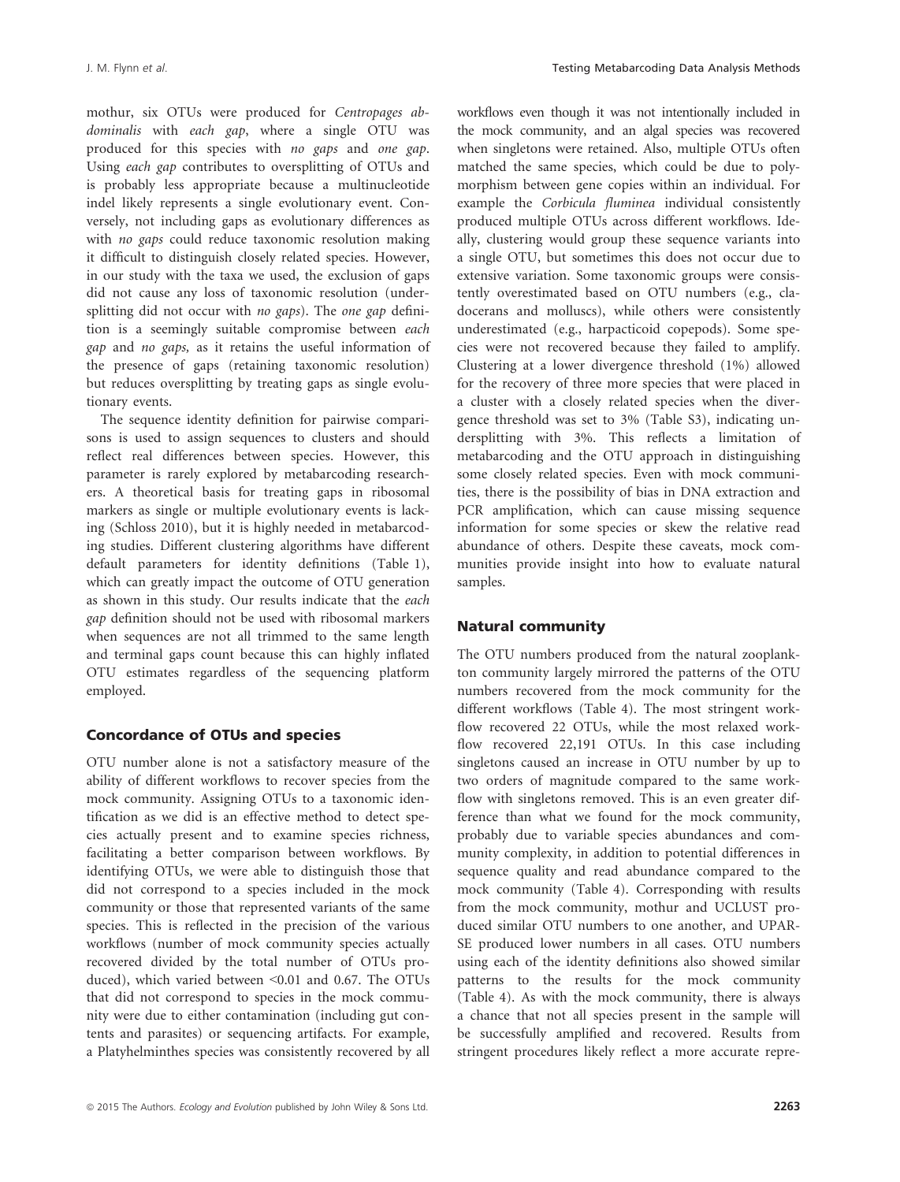mothur, six OTUs were produced for *Centropages abdominalis* with *each gap*, where a single OTU was produced for this species with *no gaps* and *one gap*. Using *each gap* contributes to oversplitting of OTUs and is probably less appropriate because a multinucleotide indel likely represents a single evolutionary event. Conversely, not including gaps as evolutionary differences as with *no gaps* could reduce taxonomic resolution making it difficult to distinguish closely related species. However, in our study with the taxa we used, the exclusion of gaps did not cause any loss of taxonomic resolution (undersplitting did not occur with *no gaps*). The *one gap* definition is a seemingly suitable compromise between *each gap* and *no gaps*, as it retains the useful information of the presence of gaps (retaining taxonomic resolution) but reduces oversplitting by treating gaps as single evolutionary events.

The sequence identity definition for pairwise comparisons is used to assign sequences to clusters and should reflect real differences between species. However, this parameter is rarely explored by metabarcoding researchers. A theoretical basis for treating gaps in ribosomal markers as single or multiple evolutionary events is lacking (Schloss 2010), but it is highly needed in metabarcoding studies. Different clustering algorithms have different default parameters for identity definitions (Table 1), which can greatly impact the outcome of OTU generation as shown in this study. Our results indicate that the *each gap* definition should not be used with ribosomal markers when sequences are not all trimmed to the same length and terminal gaps count because this can highly inflated OTU estimates regardless of the sequencing platform employed.

## Concordance of OTUs and species

OTU number alone is not a satisfactory measure of the ability of different workflows to recover species from the mock community. Assigning OTUs to a taxonomic identification as we did is an effective method to detect species actually present and to examine species richness, facilitating a better comparison between workflows. By identifying OTUs, we were able to distinguish those that did not correspond to a species included in the mock community or those that represented variants of the same species. This is reflected in the precision of the various workflows (number of mock community species actually recovered divided by the total number of OTUs produced), which varied between <0.01 and 0.67. The OTUs that did not correspond to species in the mock community were due to either contamination (including gut contents and parasites) or sequencing artifacts. For example, a Platyhelminthes species was consistently recovered by all workflows even though it was not intentionally included in the mock community, and an algal species was recovered when singletons were retained. Also, multiple OTUs often matched the same species, which could be due to polymorphism between gene copies within an individual. For example the *Corbicula fluminea* individual consistently produced multiple OTUs across different workflows. Ideally, clustering would group these sequence variants into a single OTU, but sometimes this does not occur due to extensive variation. Some taxonomic groups were consistently overestimated based on OTU numbers (e.g., cladocerans and molluscs), while others were consistently underestimated (e.g., harpacticoid copepods). Some species were not recovered because they failed to amplify. Clustering at a lower divergence threshold (1%) allowed for the recovery of three more species that were placed in a cluster with a closely related species when the divergence threshold was set to 3% (Table S3), indicating undersplitting with 3%. This reflects a limitation of metabarcoding and the OTU approach in distinguishing some closely related species. Even with mock communities, there is the possibility of bias in DNA extraction and PCR amplification, which can cause missing sequence information for some species or skew the relative read abundance of others. Despite these caveats, mock communities provide insight into how to evaluate natural samples.

## Natural community

The OTU numbers produced from the natural zooplankton community largely mirrored the patterns of the OTU numbers recovered from the mock community for the different workflows (Table 4). The most stringent workflow recovered 22 OTUs, while the most relaxed workflow recovered 22,191 OTUs. In this case including singletons caused an increase in OTU number by up to two orders of magnitude compared to the same workflow with singletons removed. This is an even greater difference than what we found for the mock community, probably due to variable species abundances and community complexity, in addition to potential differences in sequence quality and read abundance compared to the mock community (Table 4). Corresponding with results from the mock community, mothur and UCLUST produced similar OTU numbers to one another, and UPARSE produced lower numbers in all cases. OTU numbers using each of the identity definitions also showed similar patterns to the results for the mock community (Table 4). As with the mock community, there is always a chance that not all species present in the sample will be successfully amplified and recovered. Results from stringent procedures likely reflect a more accurate repre-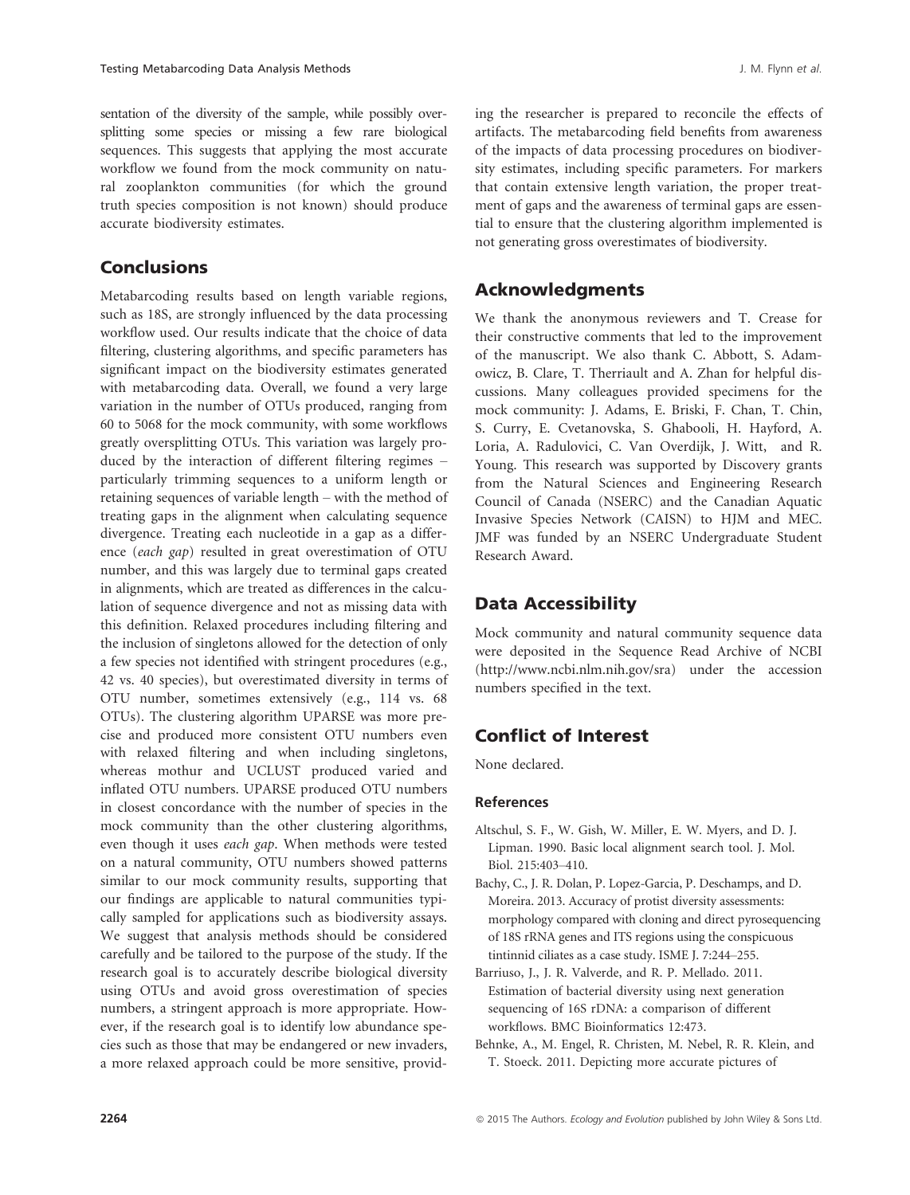sentation of the diversity of the sample, while possibly oversplitting some species or missing a few rare biological sequences. This suggests that applying the most accurate workflow we found from the mock community on natural zooplankton communities (for which the ground truth species composition is not known) should produce accurate biodiversity estimates.

## Conclusions

Metabarcoding results based on length variable regions, such as 18S, are strongly influenced by the data processing workflow used. Our results indicate that the choice of data filtering, clustering algorithms, and specific parameters has significant impact on the biodiversity estimates generated with metabarcoding data. Overall, we found a very large variation in the number of OTUs produced, ranging from 60 to 5068 for the mock community, with some workflows greatly oversplitting OTUs. This variation was largely produced by the interaction of different filtering regimes – particularly trimming sequences to a uniform length or retaining sequences of variable length – with the method of treating gaps in the alignment when calculating sequence divergence. Treating each nucleotide in a gap as a difference (*each gap*) resulted in great overestimation of OTU number, and this was largely due to terminal gaps created in alignments, which are treated as differences in the calculation of sequence divergence and not as missing data with this definition. Relaxed procedures including filtering and the inclusion of singletons allowed for the detection of only a few species not identified with stringent procedures (e.g., 42 vs. 40 species), but overestimated diversity in terms of OTU number, sometimes extensively (e.g., 114 vs. 68 OTUs). The clustering algorithm UPARSE was more precise and produced more consistent OTU numbers even with relaxed filtering and when including singletons, whereas mothur and UCLUST produced varied and inflated OTU numbers. UPARSE produced OTU numbers in closest concordance with the number of species in the mock community than the other clustering algorithms, even though it uses *each gap*. When methods were tested on a natural community, OTU numbers showed patterns similar to our mock community results, supporting that our findings are applicable to natural communities typically sampled for applications such as biodiversity assays. We suggest that analysis methods should be considered carefully and be tailored to the purpose of the study. If the research goal is to accurately describe biological diversity using OTUs and avoid gross overestimation of species numbers, a stringent approach is more appropriate. However, if the research goal is to identify low abundance species such as those that may be endangered or new invaders, a more relaxed approach could be more sensitive, providing the researcher is prepared to reconcile the effects of artifacts. The metabarcoding field benefits from awareness of the impacts of data processing procedures on biodiversity estimates, including specific parameters. For markers that contain extensive length variation, the proper treatment of gaps and the awareness of terminal gaps are essential to ensure that the clustering algorithm implemented is not generating gross overestimates of biodiversity.

## Acknowledgments

We thank the anonymous reviewers and T. Crease for their constructive comments that led to the improvement of the manuscript. We also thank C. Abbott, S. Adamowicz, B. Clare, T. Therriault and A. Zhan for helpful discussions. Many colleagues provided specimens for the mock community: J. Adams, E. Briski, F. Chan, T. Chin, S. Curry, E. Cvetanovska, S. Ghabooli, H. Hayford, A. Loria, A. Radulovici, C. Van Overdijk, J. Witt, and R. Young. This research was supported by Discovery grants from the Natural Sciences and Engineering Research Council of Canada (NSERC) and the Canadian Aquatic Invasive Species Network (CAISN) to HJM and MEC. JMF was funded by an NSERC Undergraduate Student Research Award.

## Data Accessibility

Mock community and natural community sequence data were deposited in the Sequence Read Archive of NCBI (http://www.ncbi.nlm.nih.gov/sra) under the accession numbers specified in the text.

## Conflict of Interest

None declared.

### References

Altschul, S. F., W. Gish, W. Miller, E. W. Myers, and D. J. Lipman. 1990. Basic local alignment search tool. J. Mol. Biol. 215:403–410.

Bachy, C., J. R. Dolan, P. Lopez-Garcia, P. Deschamps, and D. Moreira. 2013. Accuracy of protist diversity assessments: morphology compared with cloning and direct pyrosequencing of 18S rRNA genes and ITS regions using the conspicuous tintinnid ciliates as a case study. ISME J. 7:244–255.

Barriuso, J., J. R. Valverde, and R. P. Mellado. 2011. Estimation of bacterial diversity using next generation sequencing of 16S rDNA: a comparison of different workflows. BMC Bioinformatics 12:473.

Behnke, A., M. Engel, R. Christen, M. Nebel, R. R. Klein, and T. Stoeck. 2011. Depicting more accurate pictures of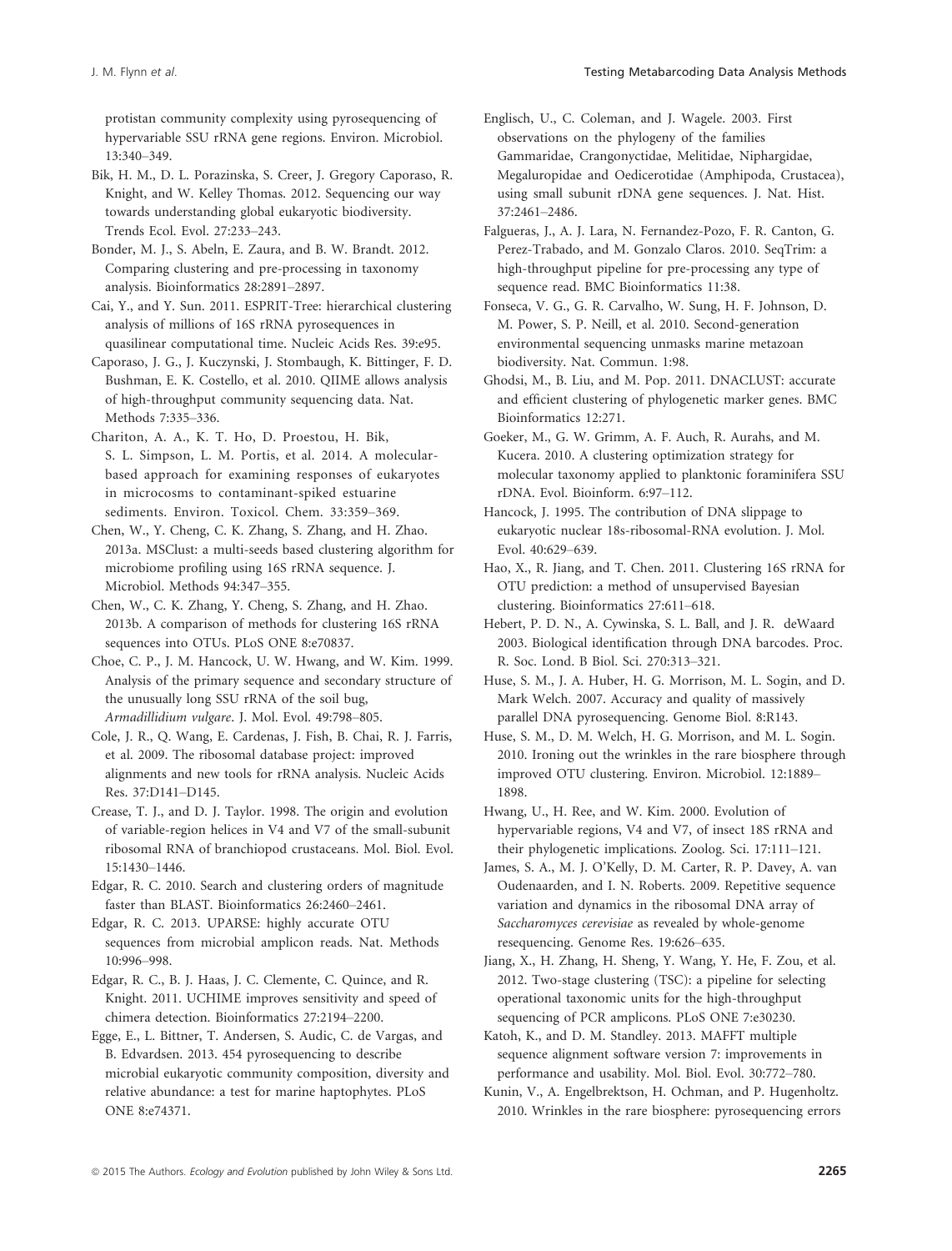protistan community complexity using pyrosequencing of hypervariable SSU rRNA gene regions. Environ. Microbiol. 13:340–349.

Bik, H. M., D. L. Porazinska, S. Creer, J. Gregory Caporaso, R. Knight, and W. Kelley Thomas. 2012. Sequencing our way towards understanding global eukaryotic biodiversity. Trends Ecol. Evol. 27:233–243.

Bonder, M. J., S. Abeln, E. Zaura, and B. W. Brandt. 2012. Comparing clustering and pre-processing in taxonomy analysis. Bioinformatics 28:2891–2897.

Cai, Y., and Y. Sun. 2011. ESPRIT-Tree: hierarchical clustering analysis of millions of 16S rRNA pyrosequences in quasilinear computational time. Nucleic Acids Res. 39:e95.

Caporaso, J. G., J. Kuczynski, J. Stombaugh, K. Bittinger, F. D. Bushman, E. K. Costello, et al. 2010. QIIME allows analysis of high-throughput community sequencing data. Nat. Methods 7:335–336.

Chariton, A. A., K. T. Ho, D. Proestou, H. Bik, S. L. Simpson, L. M. Portis, et al. 2014. A molecular-based approach for examining responses of eukaryotes in microcosms to contaminant-spiked estuarine sediments. Environ. Toxicol. Chem. 33:359–369.

Chen, W., Y. Cheng, C. K. Zhang, S. Zhang, and H. Zhao. 2013a. MSClust: a multi-seeds based clustering algorithm for microbiome profiling using 16S rRNA sequence. J. Microbiol. Methods 94:347–355.

Chen, W., C. K. Zhang, Y. Cheng, S. Zhang, and H. Zhao. 2013b. A comparison of methods for clustering 16S rRNA sequences into OTUs. PLoS ONE 8:e70837.

Choe, C. P., J. M. Hancock, U. W. Hwang, and W. Kim. 1999. Analysis of the primary sequence and secondary structure of the unusually long SSU rRNA of the soil bug, *Armadillidium vulgare*. J. Mol. Evol. 49:798–805.

Cole, J. R., Q. Wang, E. Cardenas, J. Fish, B. Chai, R. J. Farris, et al. 2009. The ribosomal database project: improved alignments and new tools for rRNA analysis. Nucleic Acids Res. 37:D141–D145.

Crease, T. J., and D. J. Taylor. 1998. The origin and evolution of variable-region helices in V4 and V7 of the small-subunit ribosomal RNA of branchiopod crustaceans. Mol. Biol. Evol. 15:1430–1446.

Edgar, R. C. 2010. Search and clustering orders of magnitude faster than BLAST. Bioinformatics 26:2460–2461.

Edgar, R. C. 2013. UPARSE: highly accurate OTU sequences from microbial amplicon reads. Nat. Methods 10:996–998.

Edgar, R. C., B. J. Haas, J. C. Clemente, C. Quince, and R. Knight. 2011. UCHIME improves sensitivity and speed of chimera detection. Bioinformatics 27:2194–2200.

Egge, E., L. Bittner, T. Andersen, S. Audic, C. de Vargas, and B. Edvardsen. 2013. 454 pyrosequencing to describe microbial eukaryotic community composition, diversity and relative abundance: a test for marine haptophytes. PLoS ONE 8:e74371.

Englisch, U., C. Coleman, and J. Wagele. 2003. First observations on the phylogeny of the families Gammaridae, Crangonyctidae, Melitidae, Niphargidae, Megaluropidae and Oedicerotidae (Amphipoda, Crustacea), using small subunit rDNA gene sequences. J. Nat. Hist. 37:2461–2486.

Falgueras, J., A. J. Lara, N. Fernandez-Pozo, F. R. Canton, G. Perez-Trabado, and M. Gonzalo Claros. 2010. SeqTrim: a high-throughput pipeline for pre-processing any type of sequence read. BMC Bioinformatics 11:38.

Fonseca, V. G., G. R. Carvalho, W. Sung, H. F. Johnson, D. M. Power, S. P. Neill, et al. 2010. Second-generation environmental sequencing unmasks marine metazoan biodiversity. Nat. Commun. 1:98.

Ghodsi, M., B. Liu, and M. Pop. 2011. DNACLUST: accurate and efficient clustering of phylogenetic marker genes. BMC Bioinformatics 12:271.

Goeker, M., G. W. Grimm, A. F. Auch, R. Aurahs, and M. Kucera. 2010. A clustering optimization strategy for molecular taxonomy applied to planktonic foraminifera SSU rDNA. Evol. Bioinform. 6:97–112.

Hancock, J. 1995. The contribution of DNA slippage to eukaryotic nuclear 18s-ribosomal-RNA evolution. J. Mol. Evol. 40:629–639.

Hao, X., R. Jiang, and T. Chen. 2011. Clustering 16S rRNA for OTU prediction: a method of unsupervised Bayesian clustering. Bioinformatics 27:611–618.

Hebert, P. D. N., A. Cywinska, S. L. Ball, and J. R. deWaard 2003. Biological identification through DNA barcodes. Proc. R. Soc. Lond. B Biol. Sci. 270:313–321.

Huse, S. M., J. A. Huber, H. G. Morrison, M. L. Sogin, and D. Mark Welch. 2007. Accuracy and quality of massively parallel DNA pyrosequencing. Genome Biol. 8:R143.

Huse, S. M., D. M. Welch, H. G. Morrison, and M. L. Sogin. 2010. Ironing out the wrinkles in the rare biosphere through improved OTU clustering. Environ. Microbiol. 12:1889–1898.

Hwang, U., H. Ree, and W. Kim. 2000. Evolution of hypervariable regions, V4 and V7, of insect 18S rRNA and their phylogenetic implications. Zoolog. Sci. 17:111–121.

James, S. A., M. J. O'Kelly, D. M. Carter, R. P. Davey, A. van Oudenaarden, and I. N. Roberts. 2009. Repetitive sequence variation and dynamics in the ribosomal DNA array of *Saccharomyces cerevisiae* as revealed by whole-genome resequencing. Genome Res. 19:626–635.

Jiang, X., H. Zhang, H. Sheng, Y. Wang, Y. He, F. Zou, et al. 2012. Two-stage clustering (TSC): a pipeline for selecting operational taxonomic units for the high-throughput sequencing of PCR amplicons. PLoS ONE 7:e30230.

Katoh, K., and D. M. Standley. 2013. MAFFT multiple sequence alignment software version 7: improvements in performance and usability. Mol. Biol. Evol. 30:772–780.

Kunin, V., A. Engelbrektson, H. Ochman, and P. Hugenholtz. 2010. Wrinkles in the rare biosphere: pyrosequencing errors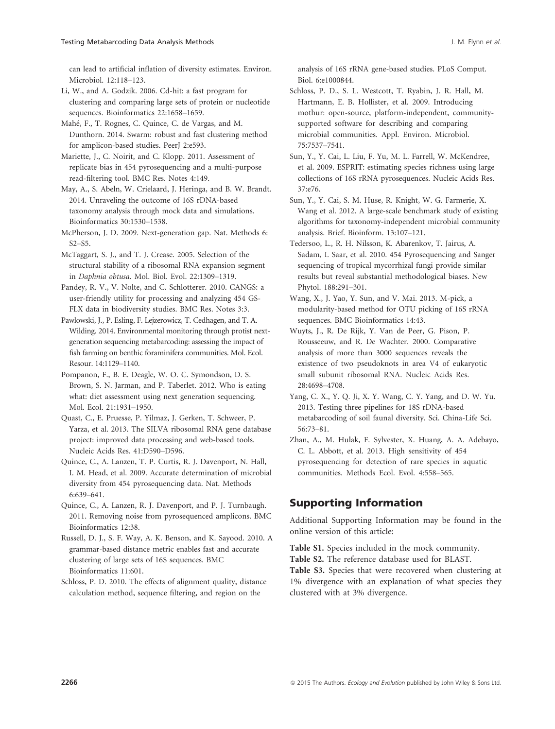can lead to artificial inflation of diversity estimates. Environ. Microbiol. 12:118–123.

Li, W., and A. Godzik. 2006. Cd-hit: a fast program for clustering and comparing large sets of protein or nucleotide sequences. Bioinformatics 22:1658–1659.

Mahé, F., T. Rognes, C. Quince, C. de Vargas, and M. Dunthorn. 2014. Swarm: robust and fast clustering method for amplicon-based studies. PeerJ 2:e593.

Mariette, J., C. Noirit, and C. Klopp. 2011. Assessment of replicate bias in 454 pyrosequencing and a multi-purpose read-filtering tool. BMC Res. Notes 4:149.

May, A., S. Abeln, W. Crielaard, J. Heringa, and B. W. Brandt. 2014. Unraveling the outcome of 16S rDNA-based taxonomy analysis through mock data and simulations. Bioinformatics 30:1530–1538.

McPherson, J. D. 2009. Next-generation gap. Nat. Methods 6: S2–S5.

McTaggart, S. J., and T. J. Crease. 2005. Selection of the structural stability of a ribosomal RNA expansion segment in *Daphnia obtusa*. Mol. Biol. Evol. 22:1309–1319.

Pandey, R. V., V. Nolte, and C. Schlotterer. 2010. CANGS: a user-friendly utility for processing and analyzing 454 GS-FLX data in biodiversity studies. BMC Res. Notes 3:3.

Pawlowski, J., P. Esling, F. Lejzerowicz, T. Cedhagen, and T. A. Wilding. 2014. Environmental monitoring through protist next-generation sequencing metabarcoding: assessing the impact of fish farming on benthic foraminifera communities. Mol. Ecol. Resour. 14:1129–1140.

Pompanon, F., B. E. Deagle, W. O. C. Symondson, D. S. Brown, S. N. Jarman, and P. Taberlet. 2012. Who is eating what: diet assessment using next generation sequencing. Mol. Ecol. 21:1931–1950.

Quast, C., E. Pruesse, P. Yilmaz, J. Gerken, T. Schweer, P. Yarza, et al. 2013. The SILVA ribosomal RNA gene database project: improved data processing and web-based tools. Nucleic Acids Res. 41:D590–D596.

Quince, C., A. Lanzen, T. P. Curtis, R. J. Davenport, N. Hall, I. M. Head, et al. 2009. Accurate determination of microbial diversity from 454 pyrosequencing data. Nat. Methods 6:639–641.

Quince, C., A. Lanzen, R. J. Davenport, and P. J. Turnbaugh. 2011. Removing noise from pyrosequenced amplicons. BMC Bioinformatics 12:38.

Russell, D. J., S. F. Way, A. K. Benson, and K. Sayood. 2010. A grammar-based distance metric enables fast and accurate clustering of large sets of 16S sequences. BMC Bioinformatics 11:601.

Schloss, P. D. 2010. The effects of alignment quality, distance calculation method, sequence filtering, and region on the analysis of 16S rRNA gene-based studies. PLoS Comput. Biol. 6:e1000844.

Schloss, P. D., S. L. Westcott, T. Ryabin, J. R. Hall, M. Hartmann, E. B. Hollister, et al. 2009. Introducing mothur: open-source, platform-independent, community-supported software for describing and comparing microbial communities. Appl. Environ. Microbiol. 75:7537–7541.

Sun, Y., Y. Cai, L. Liu, F. Yu, M. L. Farrell, W. McKendree, et al. 2009. ESPRIT: estimating species richness using large collections of 16S rRNA pyrosequences. Nucleic Acids Res. 37:e76.

Sun, Y., Y. Cai, S. M. Huse, R. Knight, W. G. Farmerie, X. Wang et al. 2012. A large-scale benchmark study of existing algorithms for taxonomy-independent microbial community analysis. Brief. Bioinform. 13:107–121.

Tedersoo, L., R. H. Nilsson, K. Abarenkov, T. Jairus, A. Sadam, I. Saar, et al. 2010. 454 Pyrosequencing and Sanger sequencing of tropical mycorrhizal fungi provide similar results but reveal substantial methodological biases. New Phytol. 188:291–301.

Wang, X., J. Yao, Y. Sun, and V. Mai. 2013. M-pick, a modularity-based method for OTU picking of 16S rRNA sequences. BMC Bioinformatics 14:43.

Wuyts, J., R. De Rijk, Y. Van de Peer, G. Pison, P. Rousseeuw, and R. De Wachter. 2000. Comparative analysis of more than 3000 sequences reveals the existence of two pseudoknots in area V4 of eukaryotic small subunit ribosomal RNA. Nucleic Acids Res. 28:4698–4708.

Yang, C. X., Y. Q. Ji, X. Y. Wang, C. Y. Yang, and D. W. Yu. 2013. Testing three pipelines for 18S rDNA-based metabarcoding of soil faunal diversity. Sci. China-Life Sci. 56:73–81.

Zhan, A., M. Hulak, F. Sylvester, X. Huang, A. A. Adebayo, C. L. Abbott, et al. 2013. High sensitivity of 454 pyrosequencing for detection of rare species in aquatic communities. Methods Ecol. Evol. 4:558–565.

## Supporting Information

Additional Supporting Information may be found in the online version of this article:

**Table S1.** Species included in the mock community.
**Table S2.** The reference database used for BLAST.
**Table S3.** Species that were recovered when clustering at 1% divergence with an explanation of what species they clustered with at 3% divergence.